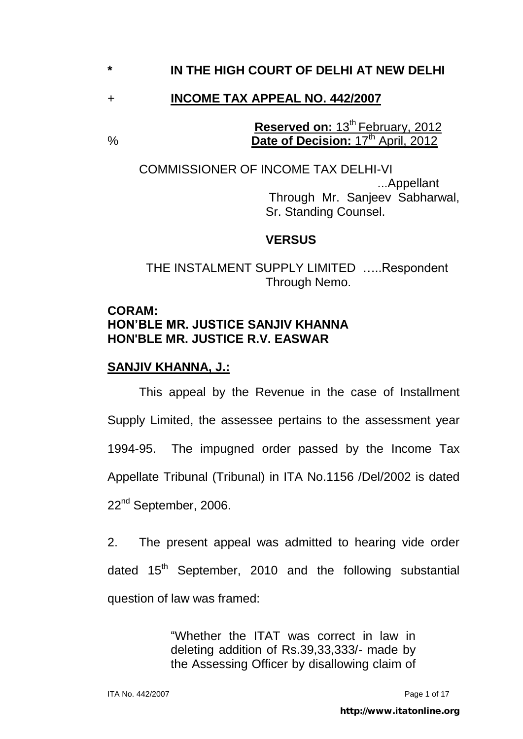**\* IN THE HIGH COURT OF DELHI AT NEW DELHI**

\+ **INCOME TAX APPEAL NO. 442/2007**

**Reserved on:** 13th February, 2012

% **Date of Decision:** 17th April, 2012

COMMISSIONER OF INCOME TAX DELHI-VI ...Appellant

Through Mr. Sanjeev Sabharwal, Sr. Standing Counsel.

**VERSUS**

THE INSTALMENT SUPPLY LIMITED …..Respondent

Through Nemo.

**CORAM:**
**HON'BLE MR. JUSTICE SANJIV KHANNA**
**HON'BLE MR. JUSTICE R.V. EASWAR**

**SANJIV KHANNA, J.:**

This appeal by the Revenue in the case of Installment Supply Limited, the assessee pertains to the assessment year 1994-95. The impugned order passed by the Income Tax Appellate Tribunal (Tribunal) in ITA No.1156 /Del/2002 is dated 22nd September, 2006.

2. The present appeal was admitted to hearing vide order dated 15th September, 2010 and the following substantial question of law was framed:

> "Whether the ITAT was correct in law in deleting addition of Rs.39,33,333/- made by the Assessing Officer by disallowing claim of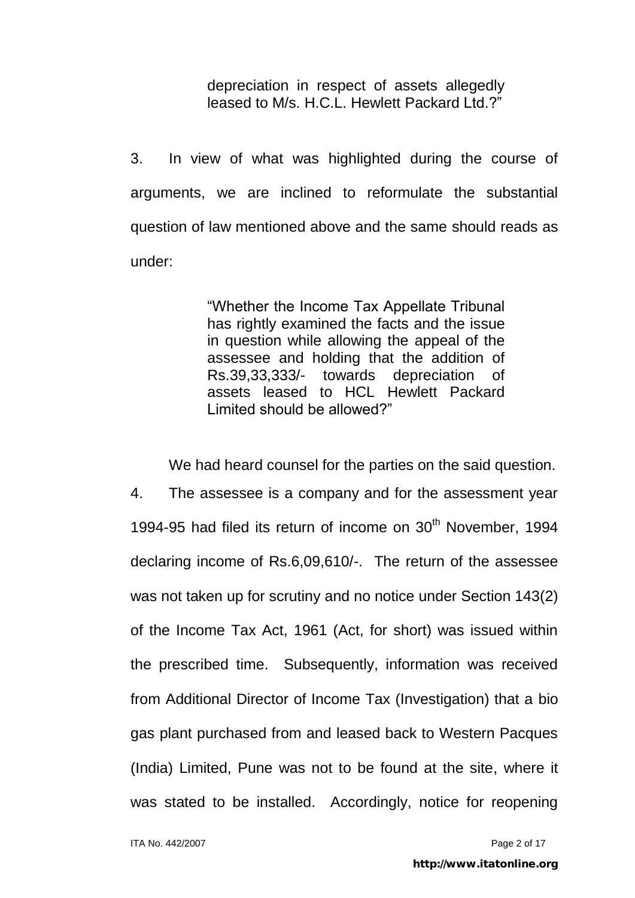> depreciation in respect of assets allegedly leased to M/s. H.C.L. Hewlett Packard Ltd.?"

3. In view of what was highlighted during the course of arguments, we are inclined to reformulate the substantial question of law mentioned above and the same should reads as under:

> "Whether the Income Tax Appellate Tribunal has rightly examined the facts and the issue in question while allowing the appeal of the assessee and holding that the addition of Rs.39,33,333/- towards depreciation of assets leased to HCL Hewlett Packard Limited should be allowed?"

We had heard counsel for the parties on the said question.

4. The assessee is a company and for the assessment year 1994-95 had filed its return of income on 30th November, 1994 declaring income of Rs.6,09,610/-. The return of the assessee was not taken up for scrutiny and no notice under Section 143(2) of the Income Tax Act, 1961 (Act, for short) was issued within the prescribed time. Subsequently, information was received from Additional Director of Income Tax (Investigation) that a bio gas plant purchased from and leased back to Western Pacques (India) Limited, Pune was not to be found at the site, where it was stated to be installed. Accordingly, notice for reopening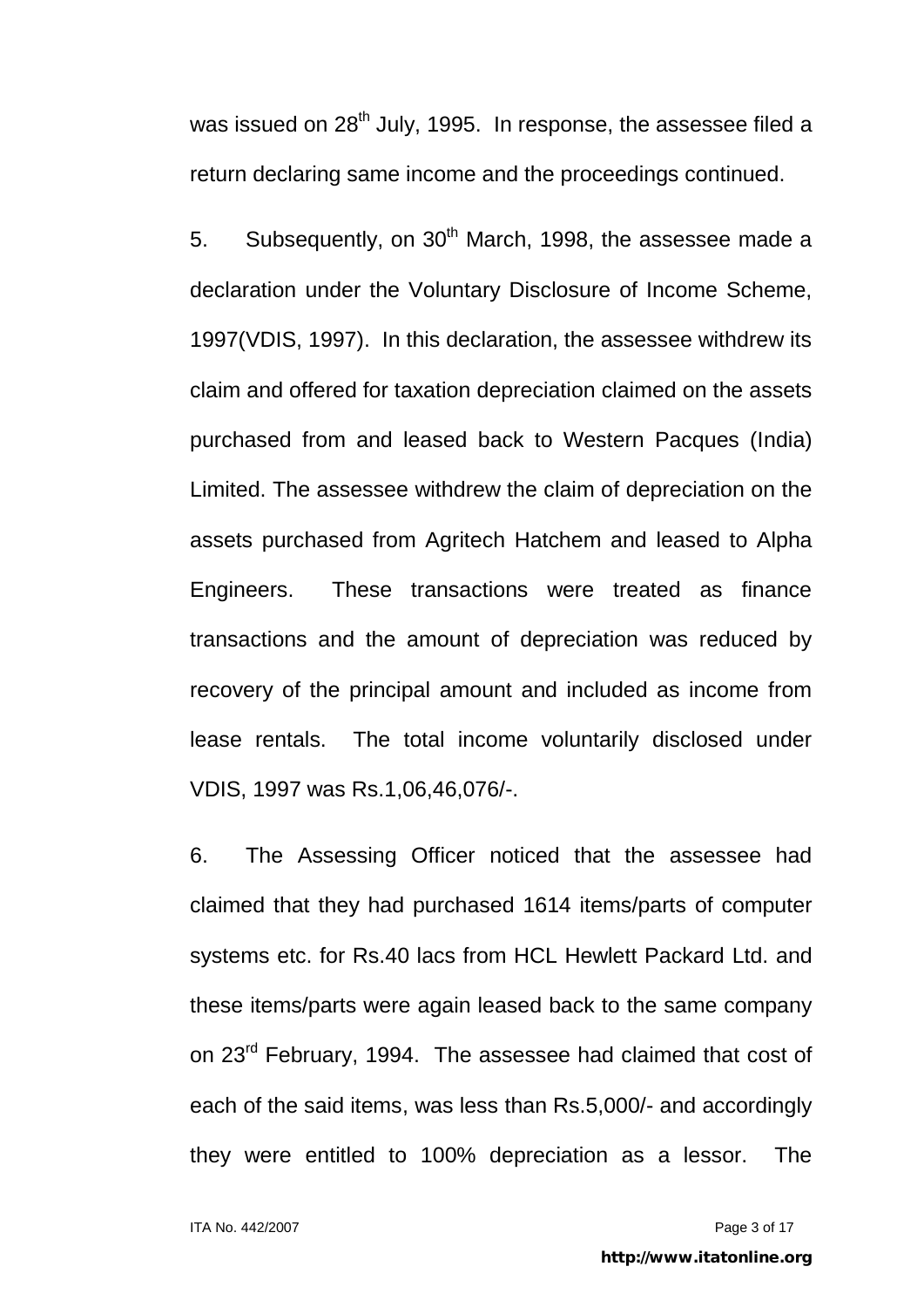was issued on 28th July, 1995. In response, the assessee filed a return declaring same income and the proceedings continued.

5. Subsequently, on 30th March, 1998, the assessee made a declaration under the Voluntary Disclosure of Income Scheme, 1997(VDIS, 1997). In this declaration, the assessee withdrew its claim and offered for taxation depreciation claimed on the assets purchased from and leased back to Western Pacques (India) Limited. The assessee withdrew the claim of depreciation on the assets purchased from Agritech Hatchem and leased to Alpha Engineers. These transactions were treated as finance transactions and the amount of depreciation was reduced by recovery of the principal amount and included as income from lease rentals. The total income voluntarily disclosed under VDIS, 1997 was Rs.1,06,46,076/-.

6. The Assessing Officer noticed that the assessee had claimed that they had purchased 1614 items/parts of computer systems etc. for Rs.40 lacs from HCL Hewlett Packard Ltd. and these items/parts were again leased back to the same company on 23rd February, 1994. The assessee had claimed that cost of each of the said items, was less than Rs.5,000/- and accordingly they were entitled to 100% depreciation as a lessor. The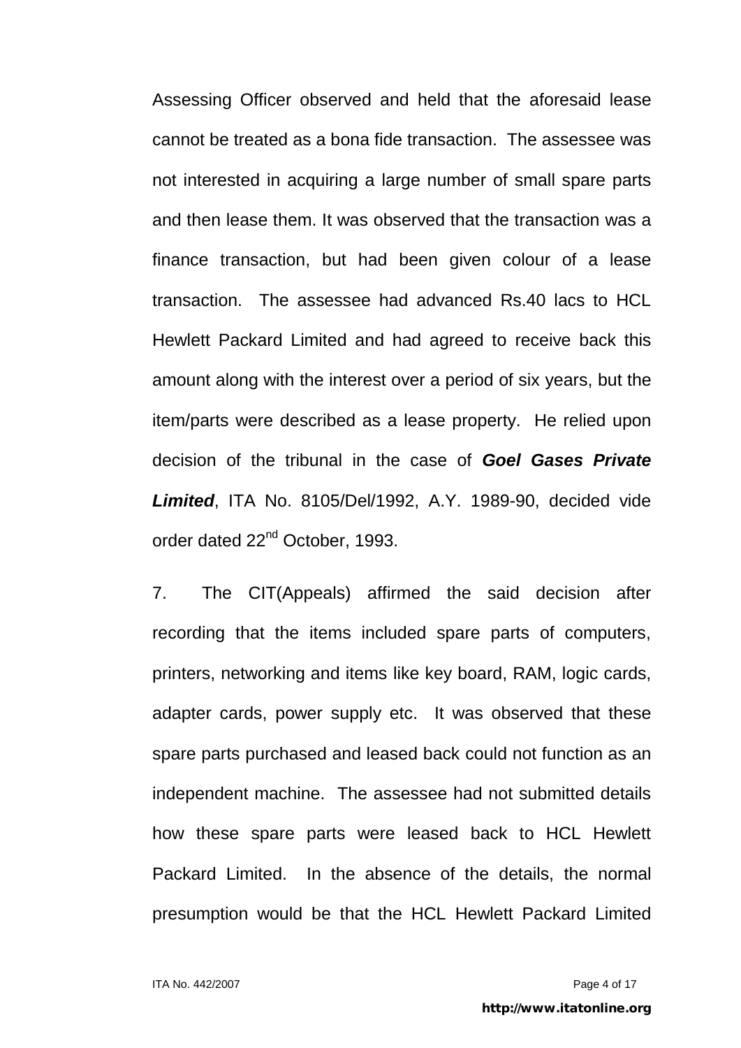Assessing Officer observed and held that the aforesaid lease cannot be treated as a bona fide transaction. The assessee was not interested in acquiring a large number of small spare parts and then lease them. It was observed that the transaction was a finance transaction, but had been given colour of a lease transaction. The assessee had advanced Rs.40 lacs to HCL Hewlett Packard Limited and had agreed to receive back this amount along with the interest over a period of six years, but the item/parts were described as a lease property. He relied upon decision of the tribunal in the case of ***Goel Gases Private Limited***, ITA No. 8105/Del/1992, A.Y. 1989-90, decided vide order dated 22nd October, 1993.

7. The CIT(Appeals) affirmed the said decision after recording that the items included spare parts of computers, printers, networking and items like key board, RAM, logic cards, adapter cards, power supply etc. It was observed that these spare parts purchased and leased back could not function as an independent machine. The assessee had not submitted details how these spare parts were leased back to HCL Hewlett Packard Limited. In the absence of the details, the normal presumption would be that the HCL Hewlett Packard Limited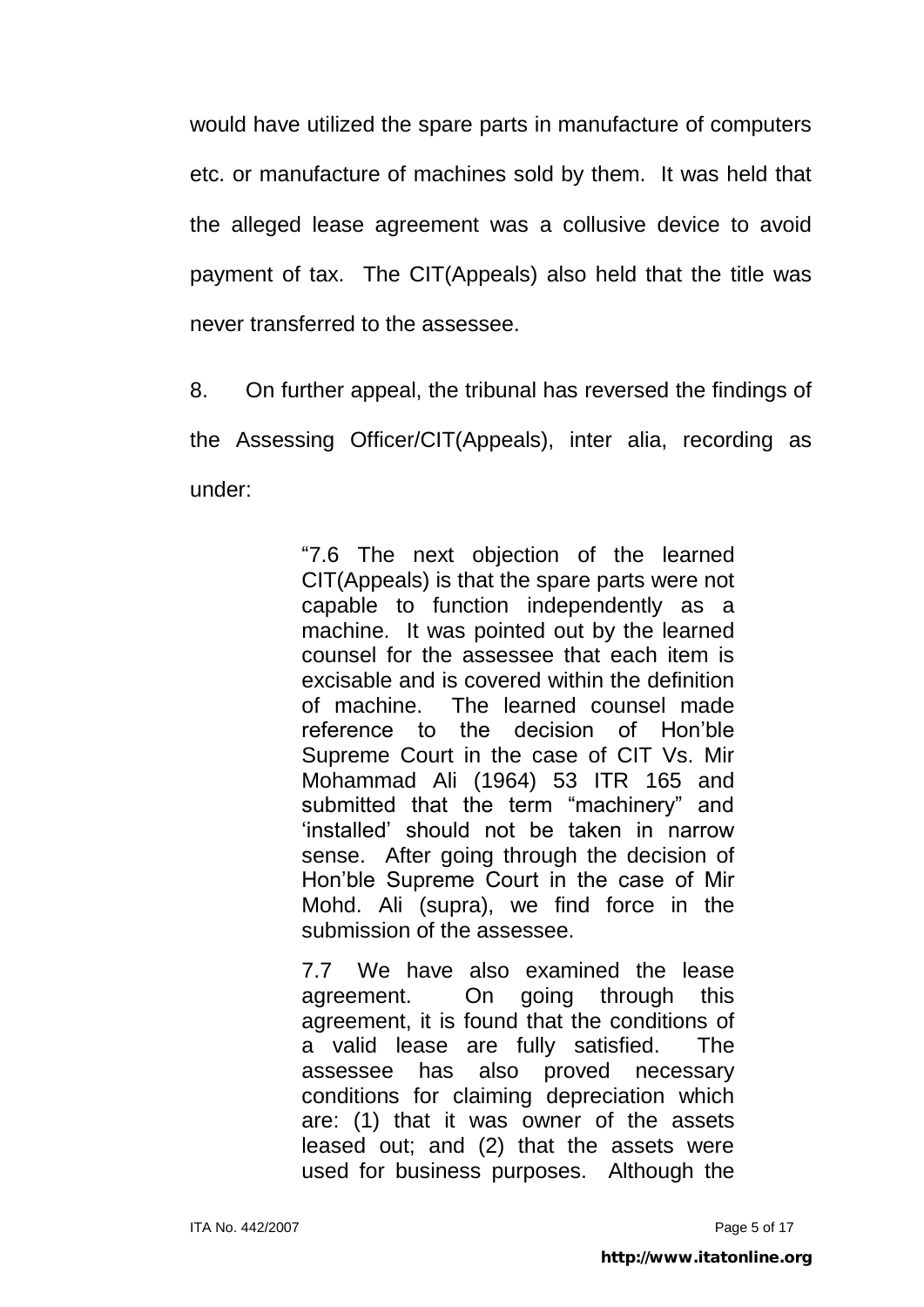would have utilized the spare parts in manufacture of computers etc. or manufacture of machines sold by them. It was held that the alleged lease agreement was a collusive device to avoid payment of tax. The CIT(Appeals) also held that the title was never transferred to the assessee.

8. On further appeal, the tribunal has reversed the findings of the Assessing Officer/CIT(Appeals), inter alia, recording as under:

> "7.6 The next objection of the learned CIT(Appeals) is that the spare parts were not capable to function independently as a machine. It was pointed out by the learned counsel for the assessee that each item is excisable and is covered within the definition of machine. The learned counsel made reference to the decision of Hon'ble Supreme Court in the case of CIT Vs. Mir Mohammad Ali (1964) 53 ITR 165 and submitted that the term "machinery" and 'installed' should not be taken in narrow sense. After going through the decision of Hon'ble Supreme Court in the case of Mir Mohd. Ali (supra), we find force in the submission of the assessee.
>
> 7.7 We have also examined the lease agreement. On going through this agreement, it is found that the conditions of a valid lease are fully satisfied. The assessee has also proved necessary conditions for claiming depreciation which are: (1) that it was owner of the assets leased out; and (2) that the assets were used for business purposes. Although the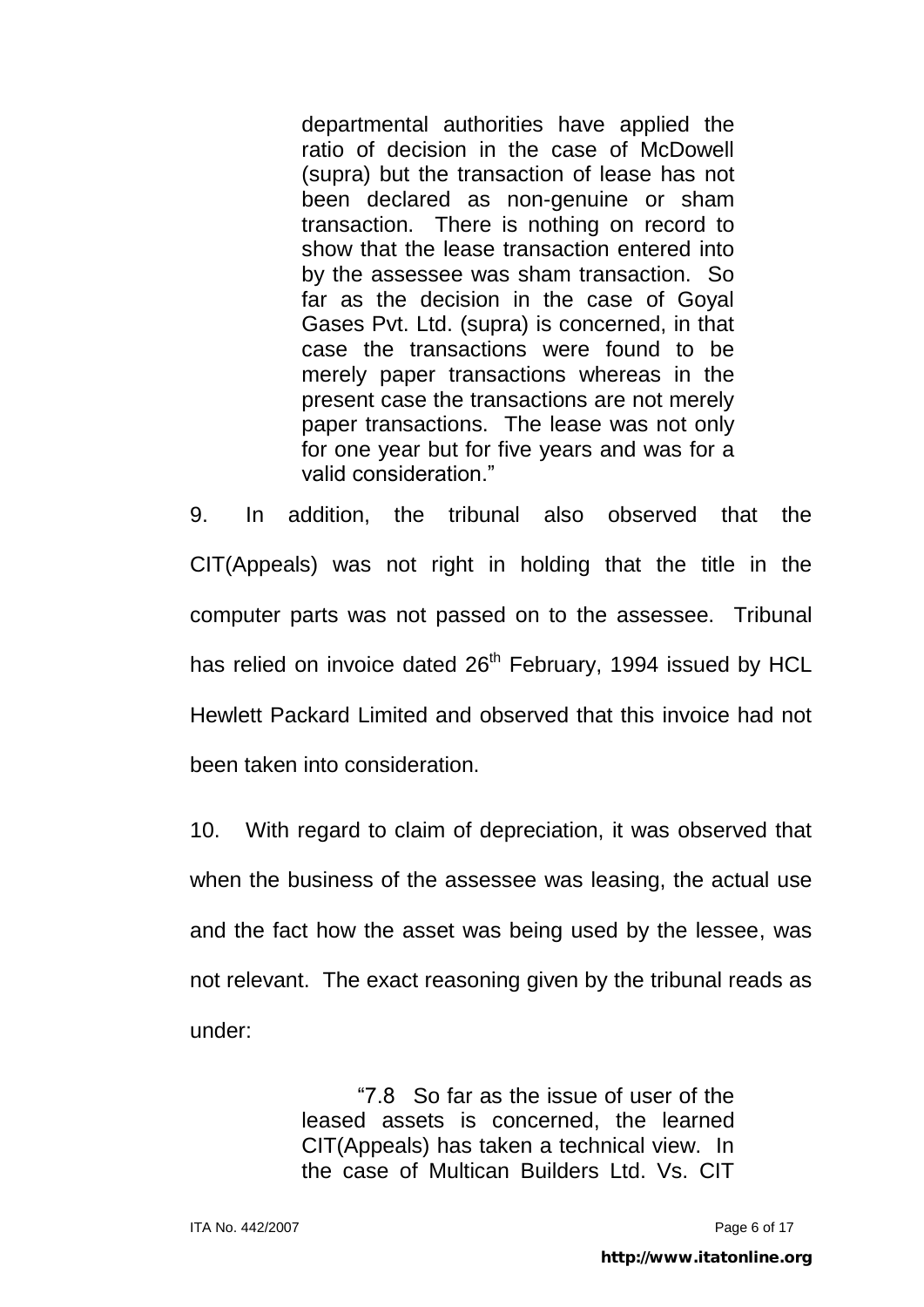> departmental authorities have applied the ratio of decision in the case of McDowell (supra) but the transaction of lease has not been declared as non-genuine or sham transaction. There is nothing on record to show that the lease transaction entered into by the assessee was sham transaction. So far as the decision in the case of Goyal Gases Pvt. Ltd. (supra) is concerned, in that case the transactions were found to be merely paper transactions whereas in the present case the transactions are not merely paper transactions. The lease was not only for one year but for five years and was for a valid consideration."

9. In addition, the tribunal also observed that the CIT(Appeals) was not right in holding that the title in the computer parts was not passed on to the assessee. Tribunal has relied on invoice dated 26th February, 1994 issued by HCL Hewlett Packard Limited and observed that this invoice had not been taken into consideration.

10. With regard to claim of depreciation, it was observed that when the business of the assessee was leasing, the actual use and the fact how the asset was being used by the lessee, was not relevant. The exact reasoning given by the tribunal reads as under:

> "7.8 So far as the issue of user of the leased assets is concerned, the learned CIT(Appeals) has taken a technical view. In the case of Multican Builders Ltd. Vs. CIT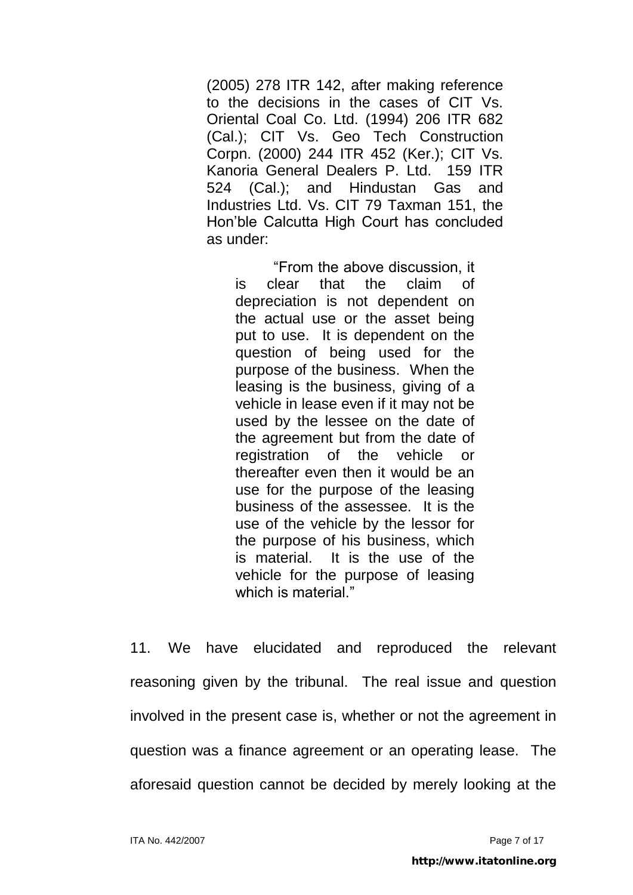(2005) 278 ITR 142, after making reference to the decisions in the cases of CIT Vs. Oriental Coal Co. Ltd. (1994) 206 ITR 682 (Cal.); CIT Vs. Geo Tech Construction Corpn. (2000) 244 ITR 452 (Ker.); CIT Vs. Kanoria General Dealers P. Ltd. 159 ITR 524 (Cal.); and Hindustan Gas and Industries Ltd. Vs. CIT 79 Taxman 151, the Hon'ble Calcutta High Court has concluded as under:

> "From the above discussion, it is clear that the claim of depreciation is not dependent on the actual use or the asset being put to use. It is dependent on the question of being used for the purpose of the business. When the leasing is the business, giving of a vehicle in lease even if it may not be used by the lessee on the date of the agreement but from the date of registration of the vehicle or thereafter even then it would be an use for the purpose of the leasing business of the assessee. It is the use of the vehicle by the lessor for the purpose of his business, which is material. It is the use of the vehicle for the purpose of leasing which is material."

11. We have elucidated and reproduced the relevant reasoning given by the tribunal. The real issue and question involved in the present case is, whether or not the agreement in question was a finance agreement or an operating lease. The aforesaid question cannot be decided by merely looking at the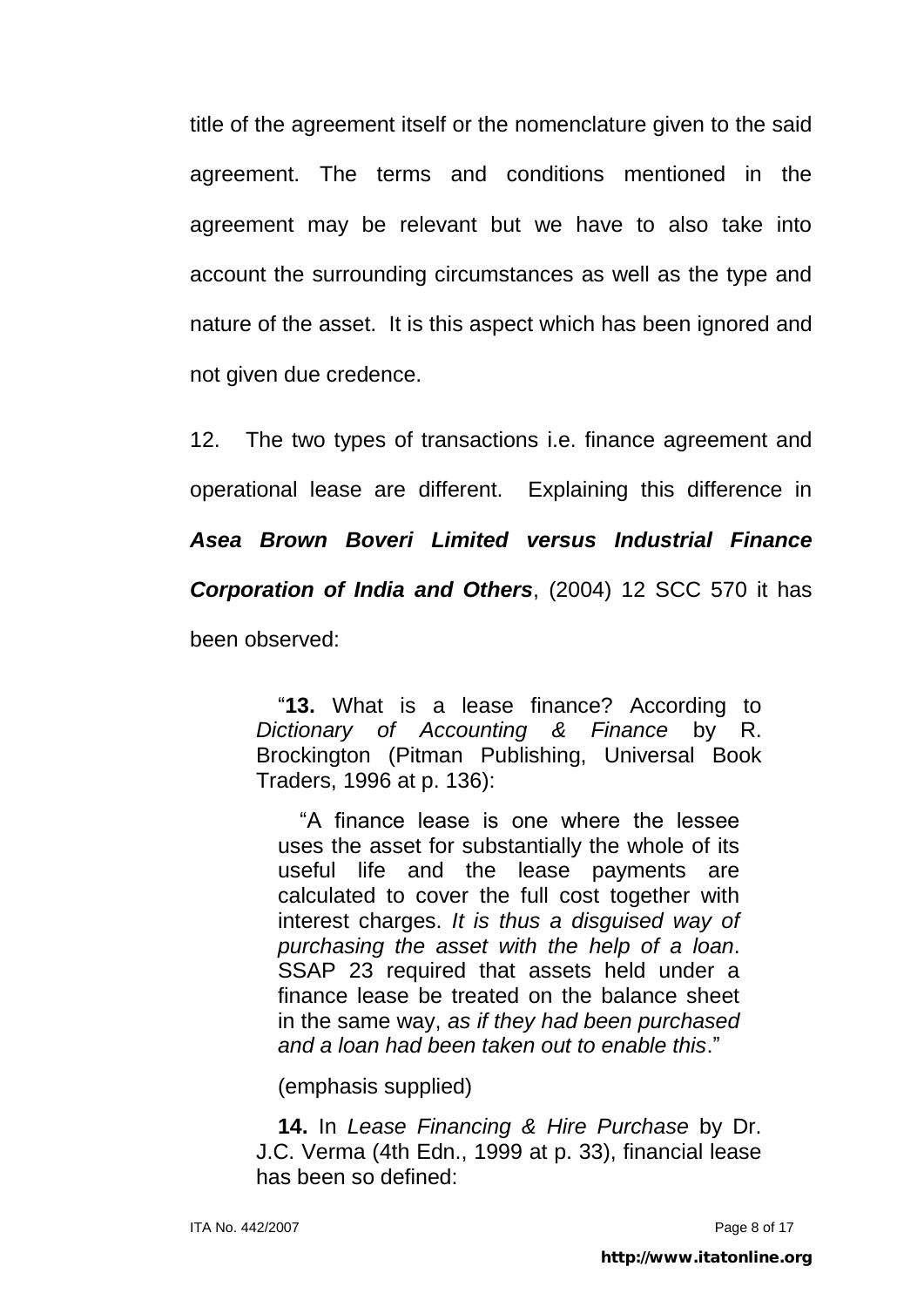title of the agreement itself or the nomenclature given to the said agreement. The terms and conditions mentioned in the agreement may be relevant but we have to also take into account the surrounding circumstances as well as the type and nature of the asset. It is this aspect which has been ignored and not given due credence.

12. The two types of transactions i.e. finance agreement and operational lease are different. Explaining this difference in ***Asea Brown Boveri Limited versus Industrial Finance Corporation of India and Others***, (2004) 12 SCC 570 it has been observed:

> "**13.** What is a lease finance? According to *Dictionary of Accounting & Finance* by R. Brockington (Pitman Publishing, Universal Book Traders, 1996 at p. 136):
>
> > "A finance lease is one where the lessee uses the asset for substantially the whole of its useful life and the lease payments are calculated to cover the full cost together with interest charges. *It is thus a disguised way of purchasing the asset with the help of a loan*. SSAP 23 required that assets held under a finance lease be treated on the balance sheet in the same way, *as if they had been purchased and a loan had been taken out to enable this*."
>
> (emphasis supplied)
>
> **14.** In *Lease Financing & Hire Purchase* by Dr. J.C. Verma (4th Edn., 1999 at p. 33), financial lease has been so defined: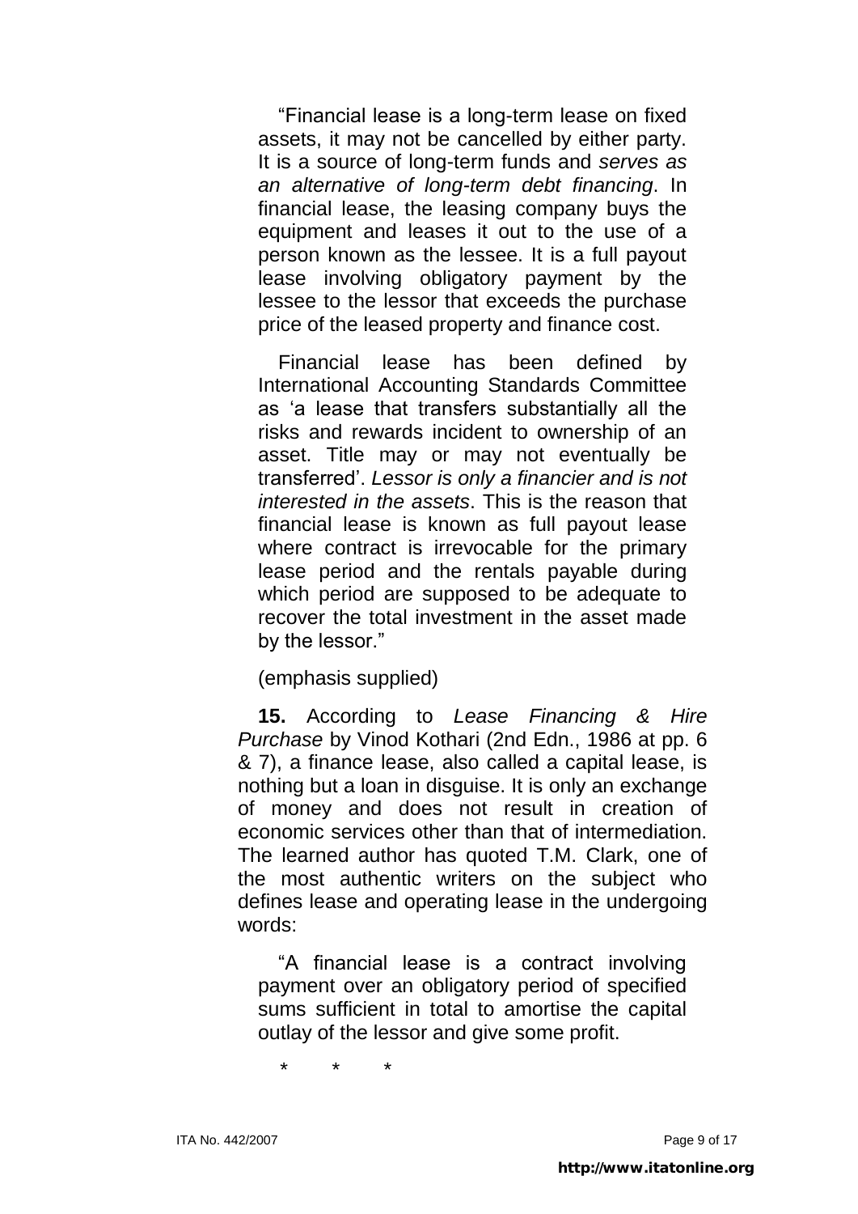> "Financial lease is a long-term lease on fixed assets, it may not be cancelled by either party. It is a source of long-term funds and *serves as an alternative of long-term debt financing*. In financial lease, the leasing company buys the equipment and leases it out to the use of a person known as the lessee. It is a full payout lease involving obligatory payment by the lessee to the lessor that exceeds the purchase price of the leased property and finance cost.
>
> Financial lease has been defined by International Accounting Standards Committee as 'a lease that transfers substantially all the risks and rewards incident to ownership of an asset. Title may or may not eventually be transferred'. *Lessor is only a financier and is not interested in the assets*. This is the reason that financial lease is known as full payout lease where contract is irrevocable for the primary lease period and the rentals payable during which period are supposed to be adequate to recover the total investment in the asset made by the lessor."
>
> (emphasis supplied)

**15.** According to *Lease Financing & Hire Purchase* by Vinod Kothari (2nd Edn., 1986 at pp. 6 & 7), a finance lease, also called a capital lease, is nothing but a loan in disguise. It is only an exchange of money and does not result in creation of economic services other than that of intermediation. The learned author has quoted T.M. Clark, one of the most authentic writers on the subject who defines lease and operating lease in the undergoing words:

> "A financial lease is a contract involving payment over an obligatory period of specified sums sufficient in total to amortise the capital outlay of the lessor and give some profit.
>
> \*  \*  \*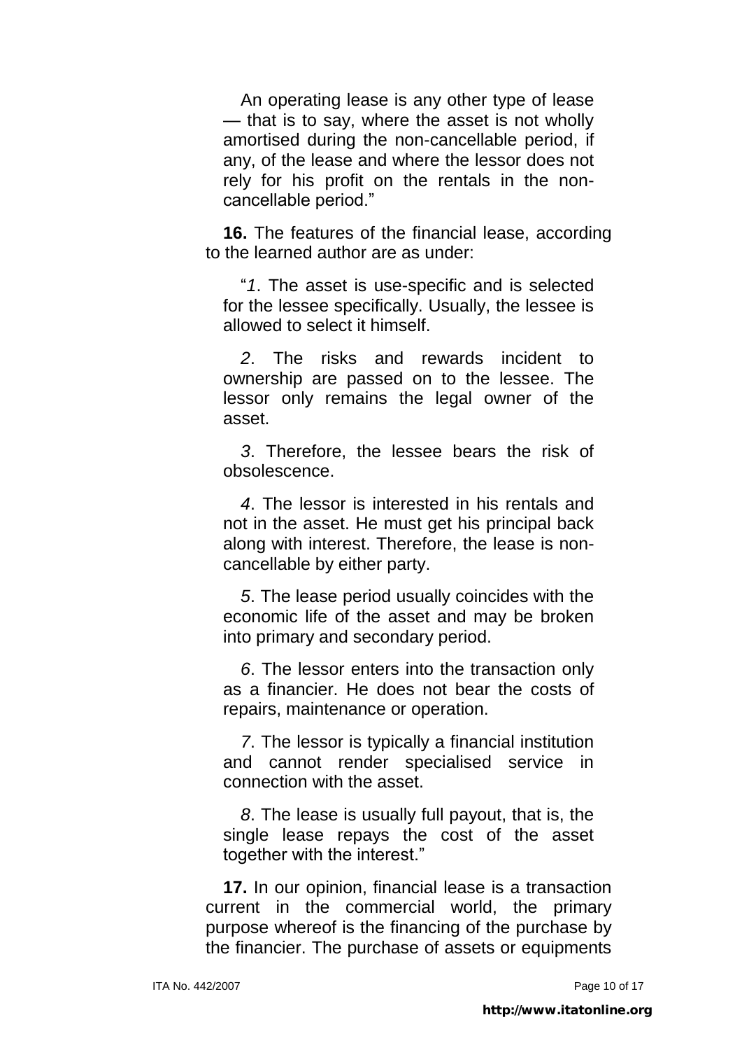An operating lease is any other type of lease — that is to say, where the asset is not wholly amortised during the non-cancellable period, if any, of the lease and where the lessor does not rely for his profit on the rentals in the non-cancellable period."

**16.** The features of the financial lease, according to the learned author are as under:

"*1*. The asset is use-specific and is selected for the lessee specifically. Usually, the lessee is allowed to select it himself.

*2*. The risks and rewards incident to ownership are passed on to the lessee. The lessor only remains the legal owner of the asset.

*3*. Therefore, the lessee bears the risk of obsolescence.

*4*. The lessor is interested in his rentals and not in the asset. He must get his principal back along with interest. Therefore, the lease is non-cancellable by either party.

*5*. The lease period usually coincides with the economic life of the asset and may be broken into primary and secondary period.

*6*. The lessor enters into the transaction only as a financier. He does not bear the costs of repairs, maintenance or operation.

*7*. The lessor is typically a financial institution and cannot render specialised service in connection with the asset.

*8*. The lease is usually full payout, that is, the single lease repays the cost of the asset together with the interest."

**17.** In our opinion, financial lease is a transaction current in the commercial world, the primary purpose whereof is the financing of the purchase by the financier. The purchase of assets or equipments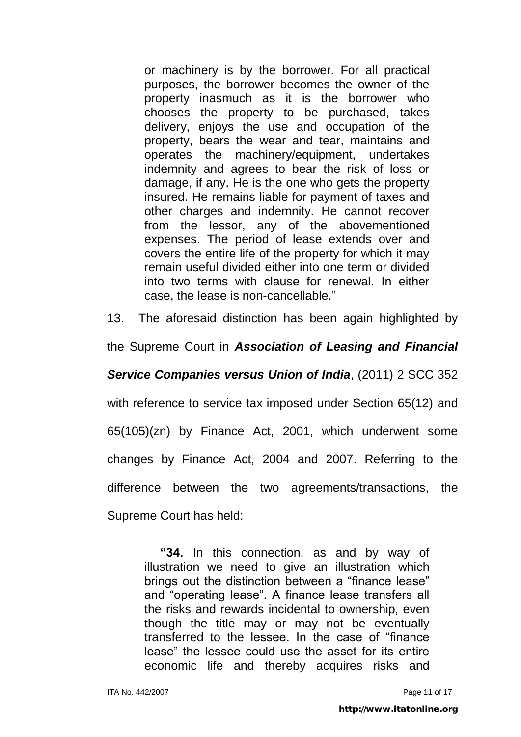> or machinery is by the borrower. For all practical purposes, the borrower becomes the owner of the property inasmuch as it is the borrower who chooses the property to be purchased, takes delivery, enjoys the use and occupation of the property, bears the wear and tear, maintains and operates the machinery/equipment, undertakes indemnity and agrees to bear the risk of loss or damage, if any. He is the one who gets the property insured. He remains liable for payment of taxes and other charges and indemnity. He cannot recover from the lessor, any of the abovementioned expenses. The period of lease extends over and covers the entire life of the property for which it may remain useful divided either into one term or divided into two terms with clause for renewal. In either case, the lease is non-cancellable."

13. The aforesaid distinction has been again highlighted by the Supreme Court in ***Association of Leasing and Financial Service Companies versus Union of India***, (2011) 2 SCC 352 with reference to service tax imposed under Section 65(12) and 65(105)(zn) by Finance Act, 2001, which underwent some changes by Finance Act, 2004 and 2007. Referring to the difference between the two agreements/transactions, the Supreme Court has held:

> "**34.** In this connection, as and by way of illustration we need to give an illustration which brings out the distinction between a "finance lease" and "operating lease". A finance lease transfers all the risks and rewards incidental to ownership, even though the title may or may not be eventually transferred to the lessee. In the case of "finance lease" the lessee could use the asset for its entire economic life and thereby acquires risks and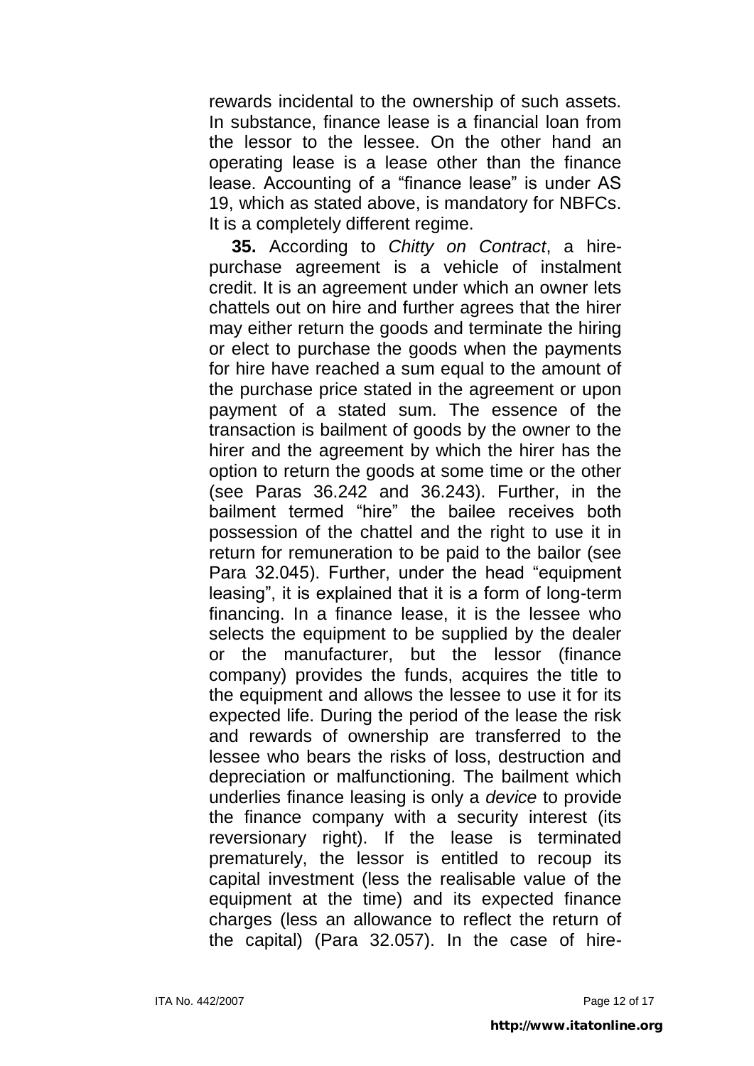rewards incidental to the ownership of such assets. In substance, finance lease is a financial loan from the lessor to the lessee. On the other hand an operating lease is a lease other than the finance lease. Accounting of a "finance lease" is under AS 19, which as stated above, is mandatory for NBFCs. It is a completely different regime.

**35.** According to *Chitty on Contract*, a hire-purchase agreement is a vehicle of instalment credit. It is an agreement under which an owner lets chattels out on hire and further agrees that the hirer may either return the goods and terminate the hiring or elect to purchase the goods when the payments for hire have reached a sum equal to the amount of the purchase price stated in the agreement or upon payment of a stated sum. The essence of the transaction is bailment of goods by the owner to the hirer and the agreement by which the hirer has the option to return the goods at some time or the other (see Paras 36.242 and 36.243). Further, in the bailment termed "hire" the bailee receives both possession of the chattel and the right to use it in return for remuneration to be paid to the bailor (see Para 32.045). Further, under the head "equipment leasing", it is explained that it is a form of long-term financing. In a finance lease, it is the lessee who selects the equipment to be supplied by the dealer or the manufacturer, but the lessor (finance company) provides the funds, acquires the title to the equipment and allows the lessee to use it for its expected life. During the period of the lease the risk and rewards of ownership are transferred to the lessee who bears the risks of loss, destruction and depreciation or malfunctioning. The bailment which underlies finance leasing is only a *device* to provide the finance company with a security interest (its reversionary right). If the lease is terminated prematurely, the lessor is entitled to recoup its capital investment (less the realisable value of the equipment at the time) and its expected finance charges (less an allowance to reflect the return of the capital) (Para 32.057). In the case of hire-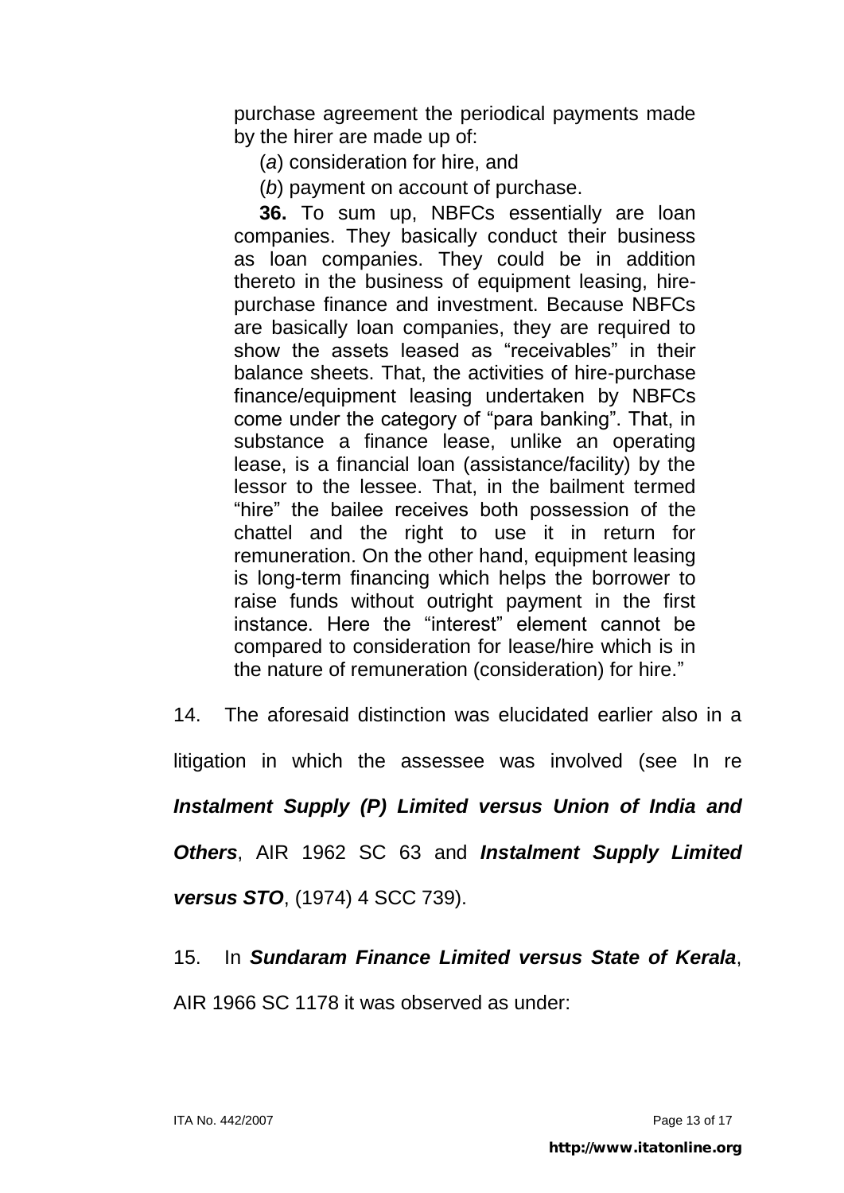> purchase agreement the periodical payments made by the hirer are made up of:
>
> (*a*) consideration for hire, and
>
> (*b*) payment on account of purchase.
>
> **36.** To sum up, NBFCs essentially are loan companies. They basically conduct their business as loan companies. They could be in addition thereto in the business of equipment leasing, hire-purchase finance and investment. Because NBFCs are basically loan companies, they are required to show the assets leased as "receivables" in their balance sheets. That, the activities of hire-purchase finance/equipment leasing undertaken by NBFCs come under the category of "para banking". That, in substance a finance lease, unlike an operating lease, is a financial loan (assistance/facility) by the lessor to the lessee. That, in the bailment termed "hire" the bailee receives both possession of the chattel and the right to use it in return for remuneration. On the other hand, equipment leasing is long-term financing which helps the borrower to raise funds without outright payment in the first instance. Here the "interest" element cannot be compared to consideration for lease/hire which is in the nature of remuneration (consideration) for hire."

14. The aforesaid distinction was elucidated earlier also in a litigation in which the assessee was involved (see In re ***Instalment Supply (P) Limited versus Union of India and Others***, AIR 1962 SC 63 and ***Instalment Supply Limited versus STO***, (1974) 4 SCC 739).

15. In ***Sundaram Finance Limited versus State of Kerala***, AIR 1966 SC 1178 it was observed as under: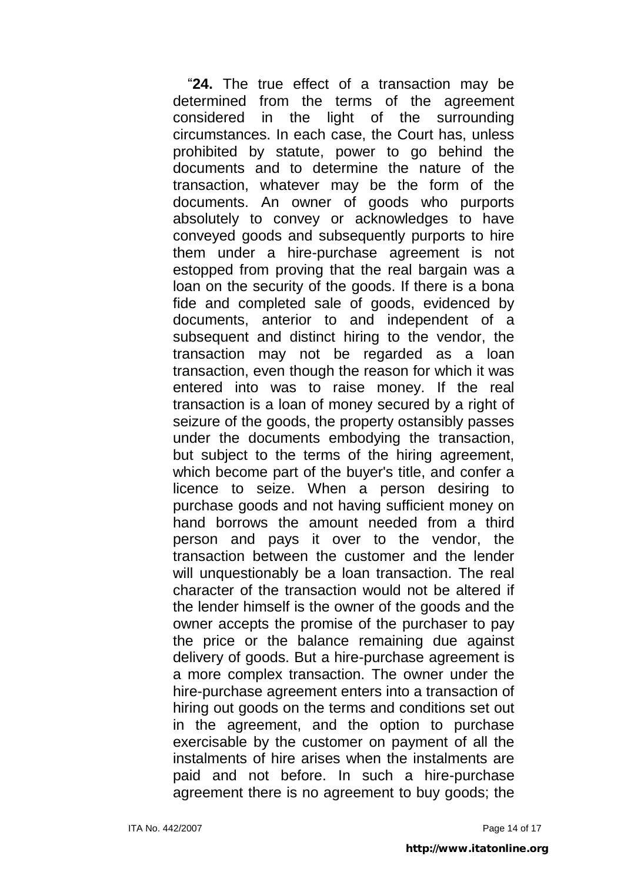"**24.** The true effect of a transaction may be determined from the terms of the agreement considered in the light of the surrounding circumstances. In each case, the Court has, unless prohibited by statute, power to go behind the documents and to determine the nature of the transaction, whatever may be the form of the documents. An owner of goods who purports absolutely to convey or acknowledges to have conveyed goods and subsequently purports to hire them under a hire-purchase agreement is not estopped from proving that the real bargain was a loan on the security of the goods. If there is a bona fide and completed sale of goods, evidenced by documents, anterior to and independent of a subsequent and distinct hiring to the vendor, the transaction may not be regarded as a loan transaction, even though the reason for which it was entered into was to raise money. If the real transaction is a loan of money secured by a right of seizure of the goods, the property ostansibly passes under the documents embodying the transaction, but subject to the terms of the hiring agreement, which become part of the buyer's title, and confer a licence to seize. When a person desiring to purchase goods and not having sufficient money on hand borrows the amount needed from a third person and pays it over to the vendor, the transaction between the customer and the lender will unquestionably be a loan transaction. The real character of the transaction would not be altered if the lender himself is the owner of the goods and the owner accepts the promise of the purchaser to pay the price or the balance remaining due against delivery of goods. But a hire-purchase agreement is a more complex transaction. The owner under the hire-purchase agreement enters into a transaction of hiring out goods on the terms and conditions set out in the agreement, and the option to purchase exercisable by the customer on payment of all the instalments of hire arises when the instalments are paid and not before. In such a hire-purchase agreement there is no agreement to buy goods; the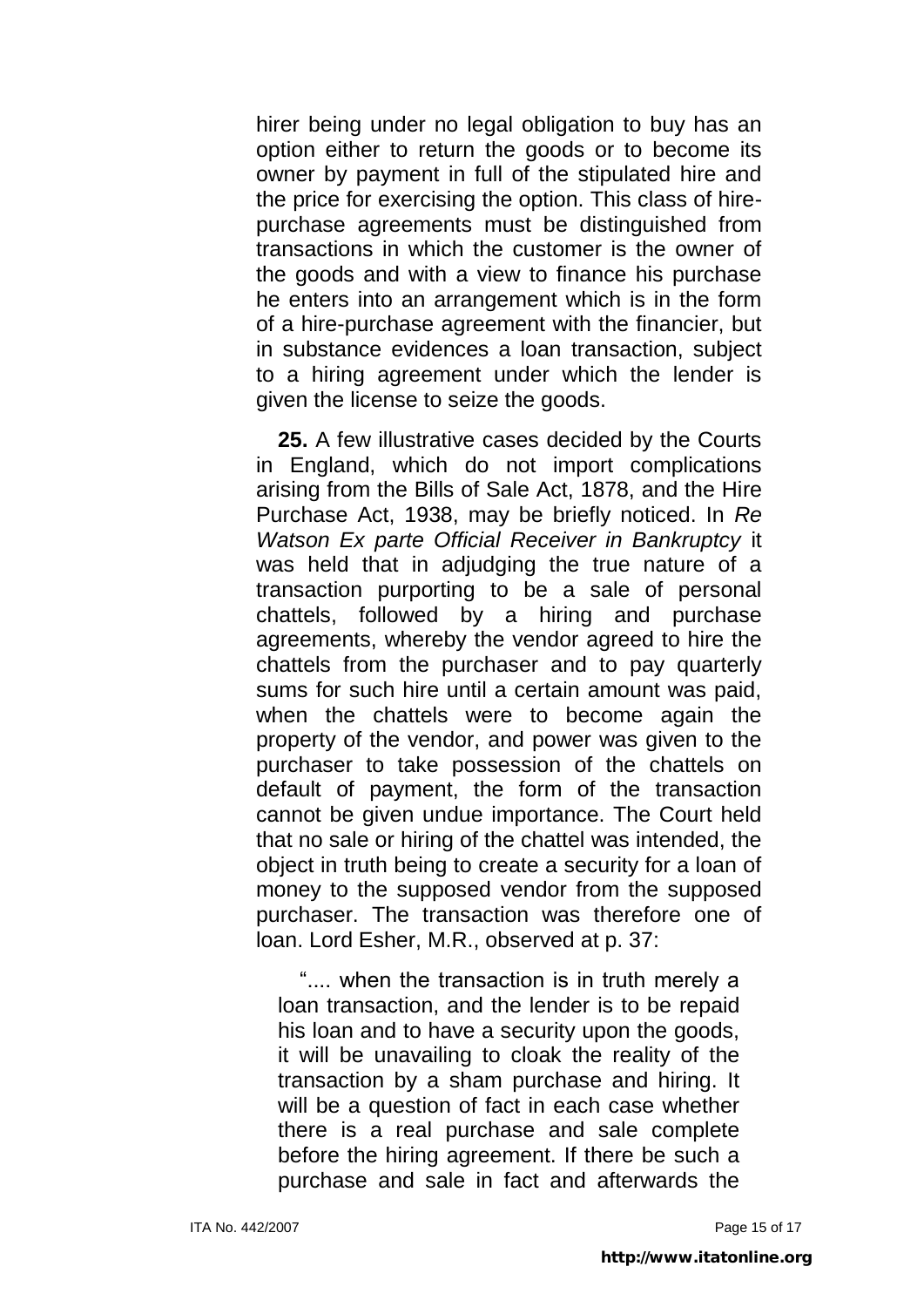hirer being under no legal obligation to buy has an option either to return the goods or to become its owner by payment in full of the stipulated hire and the price for exercising the option. This class of hire-purchase agreements must be distinguished from transactions in which the customer is the owner of the goods and with a view to finance his purchase he enters into an arrangement which is in the form of a hire-purchase agreement with the financier, but in substance evidences a loan transaction, subject to a hiring agreement under which the lender is given the license to seize the goods.

**25.** A few illustrative cases decided by the Courts in England, which do not import complications arising from the Bills of Sale Act, 1878, and the Hire Purchase Act, 1938, may be briefly noticed. In *Re Watson Ex parte Official Receiver in Bankruptcy* it was held that in adjudging the true nature of a transaction purporting to be a sale of personal chattels, followed by a hiring and purchase agreements, whereby the vendor agreed to hire the chattels from the purchaser and to pay quarterly sums for such hire until a certain amount was paid, when the chattels were to become again the property of the vendor, and power was given to the purchaser to take possession of the chattels on default of payment, the form of the transaction cannot be given undue importance. The Court held that no sale or hiring of the chattel was intended, the object in truth being to create a security for a loan of money to the supposed vendor from the supposed purchaser. The transaction was therefore one of loan. Lord Esher, M.R., observed at p. 37:

> ".... when the transaction is in truth merely a loan transaction, and the lender is to be repaid his loan and to have a security upon the goods, it will be unavailing to cloak the reality of the transaction by a sham purchase and hiring. It will be a question of fact in each case whether there is a real purchase and sale complete before the hiring agreement. If there be such a purchase and sale in fact and afterwards the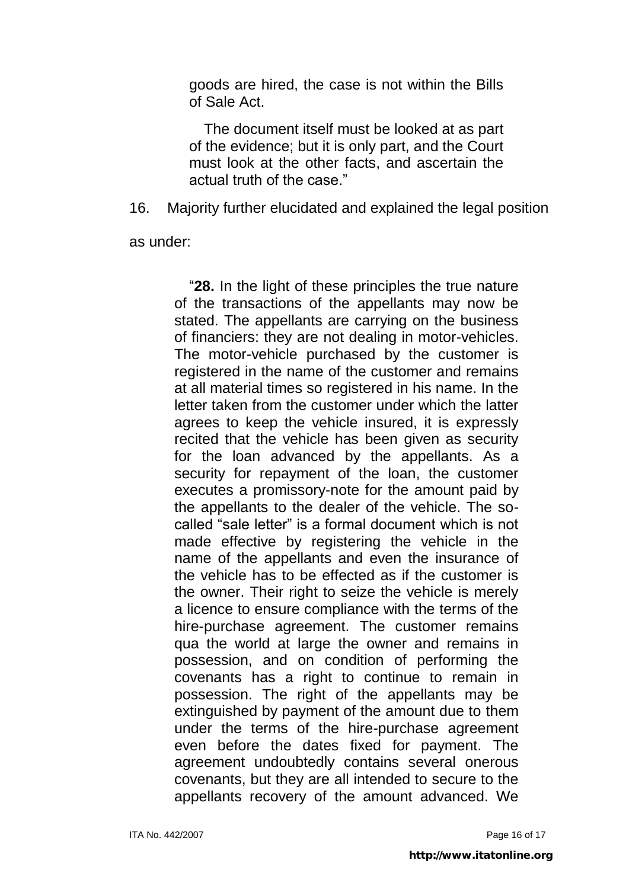> goods are hired, the case is not within the Bills of Sale Act.
>
> The document itself must be looked at as part of the evidence; but it is only part, and the Court must look at the other facts, and ascertain the actual truth of the case."

16. Majority further elucidated and explained the legal position as under:

> "**28.** In the light of these principles the true nature of the transactions of the appellants may now be stated. The appellants are carrying on the business of financiers: they are not dealing in motor-vehicles. The motor-vehicle purchased by the customer is registered in the name of the customer and remains at all material times so registered in his name. In the letter taken from the customer under which the latter agrees to keep the vehicle insured, it is expressly recited that the vehicle has been given as security for the loan advanced by the appellants. As a security for repayment of the loan, the customer executes a promissory-note for the amount paid by the appellants to the dealer of the vehicle. The so-called "sale letter" is a formal document which is not made effective by registering the vehicle in the name of the appellants and even the insurance of the vehicle has to be effected as if the customer is the owner. Their right to seize the vehicle is merely a licence to ensure compliance with the terms of the hire-purchase agreement. The customer remains qua the world at large the owner and remains in possession, and on condition of performing the covenants has a right to continue to remain in possession. The right of the appellants may be extinguished by payment of the amount due to them under the terms of the hire-purchase agreement even before the dates fixed for payment. The agreement undoubtedly contains several onerous covenants, but they are all intended to secure to the appellants recovery of the amount advanced. We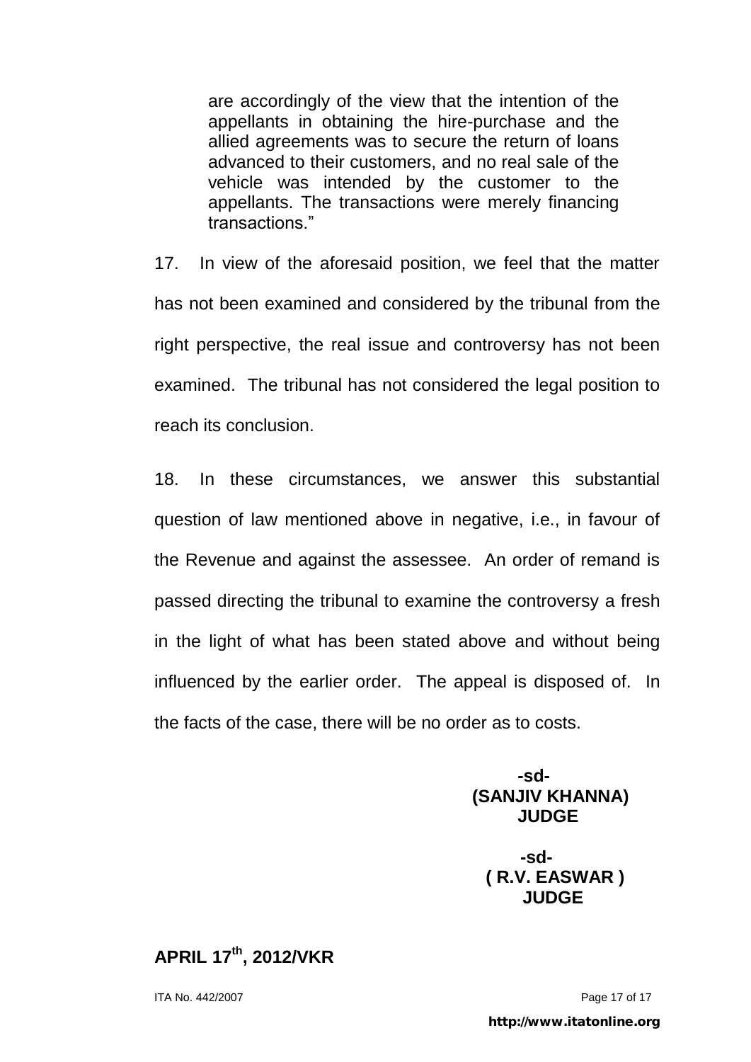> are accordingly of the view that the intention of the appellants in obtaining the hire-purchase and the allied agreements was to secure the return of loans advanced to their customers, and no real sale of the vehicle was intended by the customer to the appellants. The transactions were merely financing transactions."

17. In view of the aforesaid position, we feel that the matter has not been examined and considered by the tribunal from the right perspective, the real issue and controversy has not been examined. The tribunal has not considered the legal position to reach its conclusion.

18. In these circumstances, we answer this substantial question of law mentioned above in negative, i.e., in favour of the Revenue and against the assessee. An order of remand is passed directing the tribunal to examine the controversy a fresh in the light of what has been stated above and without being influenced by the earlier order. The appeal is disposed of. In the facts of the case, there will be no order as to costs.

**-sd-**
**(SANJIV KHANNA)**
**JUDGE**

**-sd-**
**( R.V. EASWAR )**
**JUDGE**

**APRIL 17th, 2012/VKR**